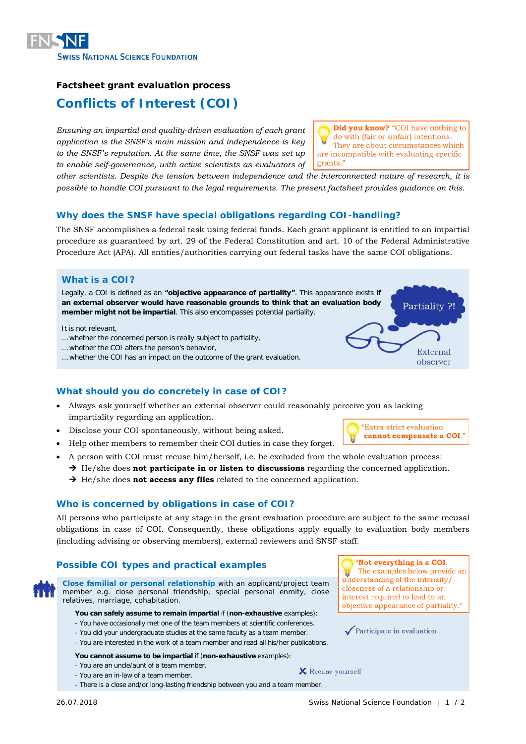Swiss National Science Foundation

**Factsheet grant evaluation process**

# Conflicts of Interest (COI)

*Ensuring an impartial and quality-driven evaluation of each grant application is the SNSF's main mission and independence is key to the SNSF's reputation. At the same time, the SNSF was set up to enable self-governance, with active scientists as evaluators of other scientists. Despite the tension between independence and the interconnected nature of research, it is possible to handle COI pursuant to the legal requirements. The present factsheet provides guidance on this.*

> **Did you know?** "COI have nothing to do with (fair or unfair) intentions. They are about circumstances which are incompatible with evaluating specific grants."

## Why does the SNSF have special obligations regarding COI-handling?

The SNSF accomplishes a federal task using federal funds. Each grant applicant is entitled to an impartial procedure as guaranteed by art. 29 of the Federal Constitution and art. 10 of the Federal Administrative Procedure Act (APA). All entities/authorities carrying out federal tasks have the same COI obligations.

## What is a COI?

Legally, a COI is defined as an **"objective appearance of partiality"**. This appearance exists **if an external observer would have reasonable grounds to think that an evaluation body member might not be impartial**. This also encompasses potential partiality.

It is not relevant,
…whether the concerned person is really subject to partiality,
…whether the COI alters the person's behavior,
…whether the COI has an impact on the outcome of the grant evaluation.

Partiality ?!

External observer

## What should you do concretely in case of COI?

- Always ask yourself whether an external observer could reasonably perceive you as lacking impartiality regarding an application.
- Disclose your COI spontaneously, without being asked.
- Help other members to remember their COI duties in case they forget.
- A person with COI must recuse him/herself, i.e. be excluded from the whole evaluation process:
  → He/she does **not participate in or listen to discussions** regarding the concerned application.
  → He/she does **not access any files** related to the concerned application.

> "Extra strict evaluation **cannot compensate a COI**."

## Who is concerned by obligations in case of COI?

All persons who participate at any stage in the grant evaluation procedure are subject to the same recusal obligations in case of COI. Consequently, these obligations apply equally to evaluation body members (including advising or observing members), external reviewers and SNSF staff.

## Possible COI types and practical examples

> "**Not everything is a COI.** The examples below provide an understanding of the intensity/closeness of a relationship or interest required to lead to an objective appearance of partiality."

**Close familial or personal relationship** with an applicant/project team member e.g. close personal friendship, special personal enmity, close relatives, marriage, cohabitation.

**You can safely assume to remain impartial** if (**non-exhaustive** examples):
- You have occasionally met one of the team members at scientific conferences.
- You did your undergraduate studies at the same faculty as a team member.
- You are interested in the work of a team member and read all his/her publications.

✓ Participate in evaluation

**You cannot assume to be impartial** if (**non-exhaustive** examples):
- You are an uncle/aunt of a team member.
- You are an in-law of a team member.
- There is a close and/or long-lasting friendship between you and a team member.

✗ Recuse yourself

26.07.2018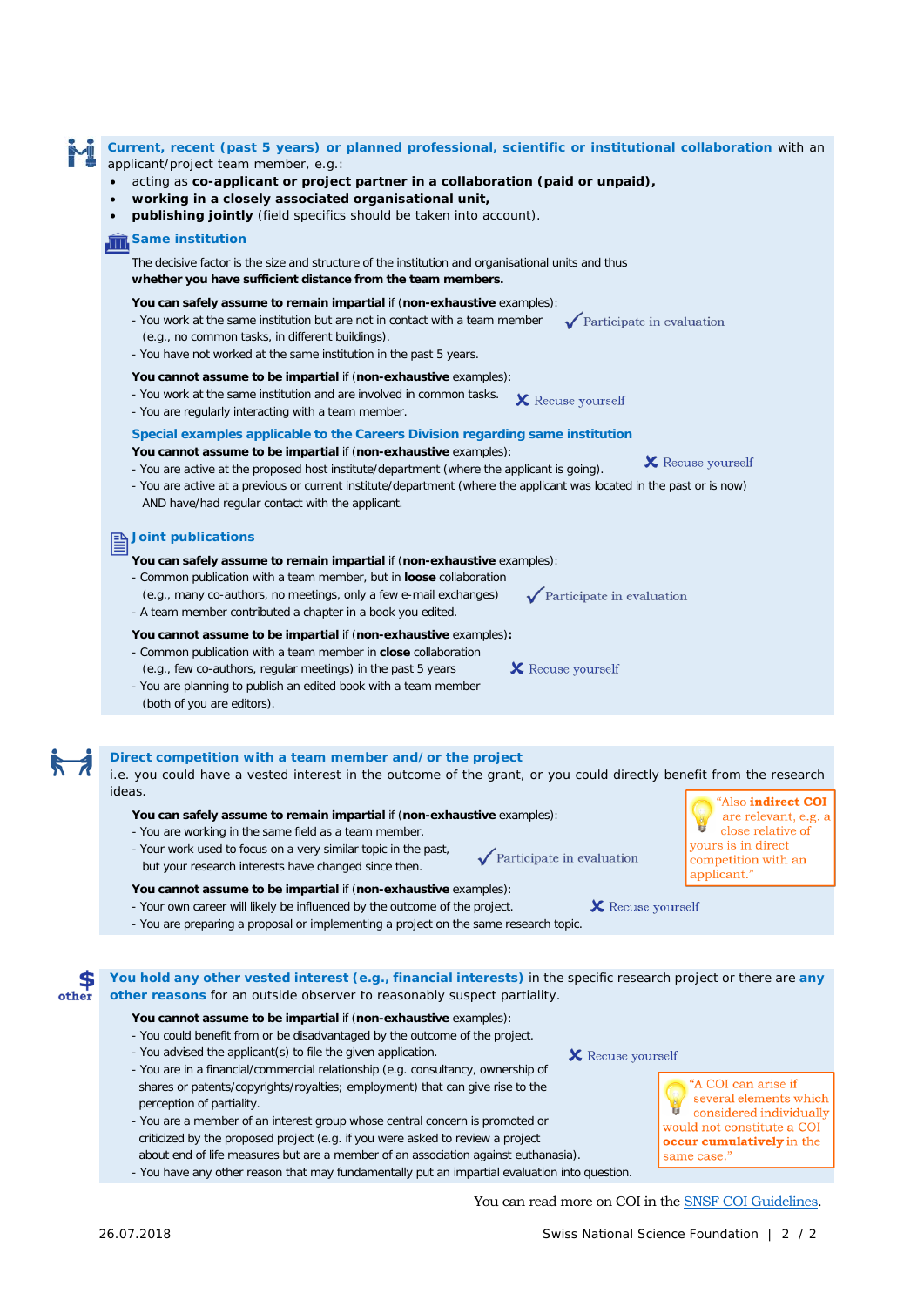**Current, recent (past 5 years) or planned professional, scientific or institutional collaboration** with an applicant/project team member, e.g.:

- acting as **co-applicant or project partner in a collaboration (paid or unpaid),**
- **working in a closely associated organisational unit,**
- **publishing jointly** (field specifics should be taken into account).

### Same institution

The decisive factor is the size and structure of the institution and organisational units and thus **whether you have sufficient distance from the team members.**

**You can safely assume to remain impartial** if (**non-exhaustive** examples):
- You work at the same institution but are not in contact with a team member (e.g., no common tasks, in different buildings).
- You have not worked at the same institution in the past 5 years.

✓ Participate in evaluation

**You cannot assume to be impartial** if (**non-exhaustive** examples):
- You work at the same institution and are involved in common tasks.
- You are regularly interacting with a team member.

✗ Recuse yourself

**Special examples applicable to the Careers Division regarding same institution**

**You cannot assume to be impartial** if (**non-exhaustive** examples):
- You are active at the proposed host institute/department (where the applicant is going).
- You are active at a previous or current institute/department (where the applicant was located in the past or is now) AND have/had regular contact with the applicant.

✗ Recuse yourself

### Joint publications

**You can safely assume to remain impartial** if (**non-exhaustive** examples):
- Common publication with a team member, but in **loose** collaboration (e.g., many co-authors, no meetings, only a few e-mail exchanges)
- A team member contributed a chapter in a book you edited.

✓ Participate in evaluation

**You cannot assume to be impartial** if (**non-exhaustive** examples)**:**
- Common publication with a team member in **close** collaboration (e.g., few co-authors, regular meetings) in the past 5 years
- You are planning to publish an edited book with a team member (both of you are editors).

✗ Recuse yourself

**Direct competition with a team member and/or the project**
i.e. you could have a vested interest in the outcome of the grant, or you could directly benefit from the research ideas.

**You can safely assume to remain impartial** if (**non-exhaustive** examples):
- You are working in the same field as a team member.
- Your work used to focus on a very similar topic in the past, but your research interests have changed since then.

✓ Participate in evaluation

**You cannot assume to be impartial** if (**non-exhaustive** examples):
- Your own career will likely be influenced by the outcome of the project.
- You are preparing a proposal or implementing a project on the same research topic.

✗ Recuse yourself

> "Also **indirect COI** are relevant, e.g. a close relative of yours is in direct competition with an applicant."

**You hold any other vested interest (e.g., financial interests)** in the specific research project or there are **any other reasons** for an outside observer to reasonably suspect partiality.

**You cannot assume to be impartial** if (**non-exhaustive** examples):
- You could benefit from or be disadvantaged by the outcome of the project.
- You advised the applicant(s) to file the given application.
- You are in a financial/commercial relationship (e.g. consultancy, ownership of shares or patents/copyrights/royalties; employment) that can give rise to the perception of partiality.
- You are a member of an interest group whose central concern is promoted or criticized by the proposed project (e.g. if you were asked to review a project about end of life measures but are a member of an association against euthanasia).
- You have any other reason that may fundamentally put an impartial evaluation into question.

✗ Recuse yourself

> "A COI can arise if several elements which considered individually would not constitute a COI **occur cumulatively** in the same case."

You can read more on COI in the SNSF COI Guidelines.

26.07.2018